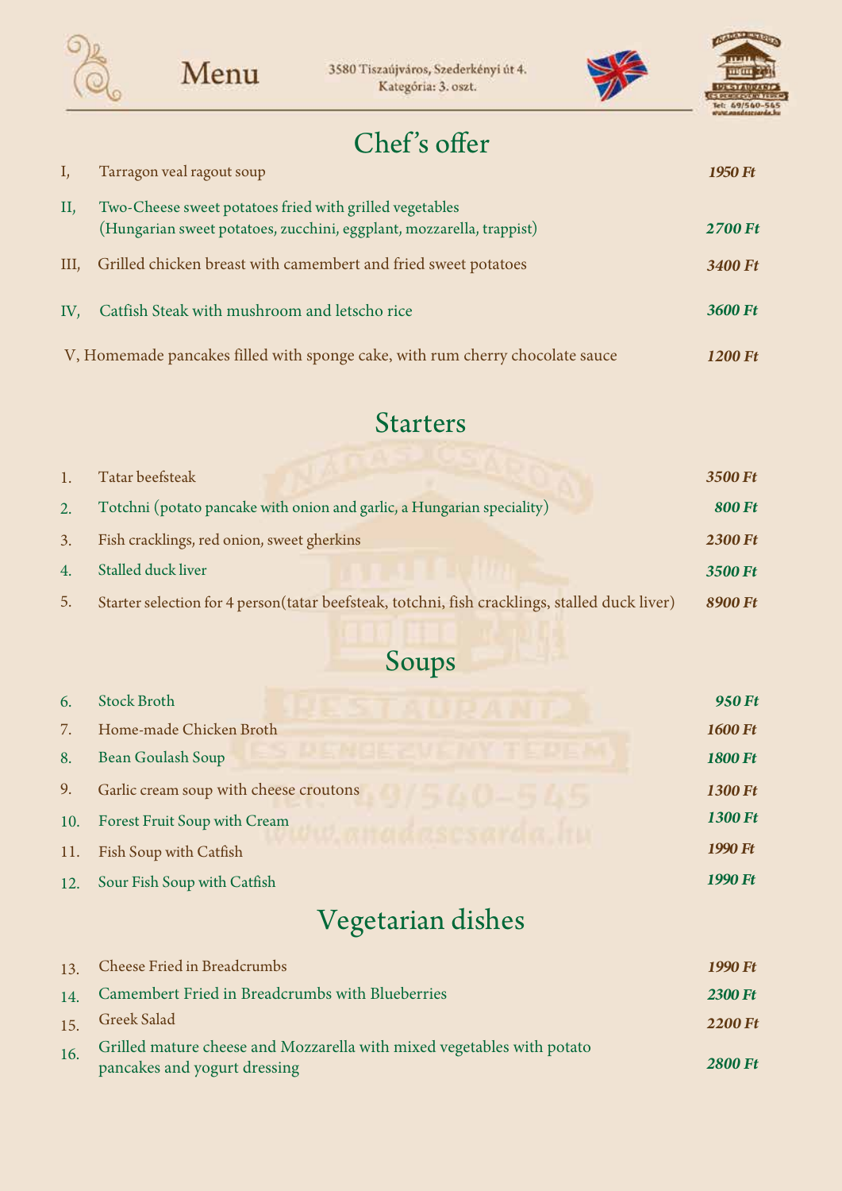# Menu

3580 Tiszaújváros, Szederkényi út 4.
Kategória: 3. oszt.

## Chef's offer

| | | |
|---|---|---|
| I, | Tarragon veal ragout soup | *1950 Ft* |
| II, | Two-Cheese sweet potatoes fried with grilled vegetables (Hungarian sweet potatoes, zucchini, eggplant, mozzarella, trappist) | *2700 Ft* |
| III, | Grilled chicken breast with camembert and fried sweet potatoes | *3400 Ft* |
| IV, | Catfish Steak with mushroom and letscho rice | *3600 Ft* |
| V, | Homemade pancakes filled with sponge cake, with rum cherry chocolate sauce | *1200 Ft* |

## Starters

| | | |
|---|---|---|
| 1. | Tatar beefsteak | *3500 Ft* |
| 2. | Totchni (potato pancake with onion and garlic, a Hungarian speciality) | *800 Ft* |
| 3. | Fish cracklings, red onion, sweet gherkins | *2300 Ft* |
| 4. | Stalled duck liver | *3500 Ft* |
| 5. | Starter selection for 4 person(tatar beefsteak, totchni, fish cracklings, stalled duck liver) | *8900 Ft* |

## Soups

| | | |
|---|---|---|
| 6. | Stock Broth | *950 Ft* |
| 7. | Home-made Chicken Broth | *1600 Ft* |
| 8. | Bean Goulash Soup | *1800 Ft* |
| 9. | Garlic cream soup with cheese croutons | *1300 Ft* |
| 10. | Forest Fruit Soup with Cream | *1300 Ft* |
| 11. | Fish Soup with Catfish | *1990 Ft* |
| 12. | Sour Fish Soup with Catfish | *1990 Ft* |

## Vegetarian dishes

| | | |
|---|---|---|
| 13. | Cheese Fried in Breadcrumbs | *1990 Ft* |
| 14. | Camembert Fried in Breadcrumbs with Blueberries | *2300 Ft* |
| 15. | Greek Salad | *2200 Ft* |
| 16. | Grilled mature cheese and Mozzarella with mixed vegetables with potato pancakes and yogurt dressing | *2800 Ft* |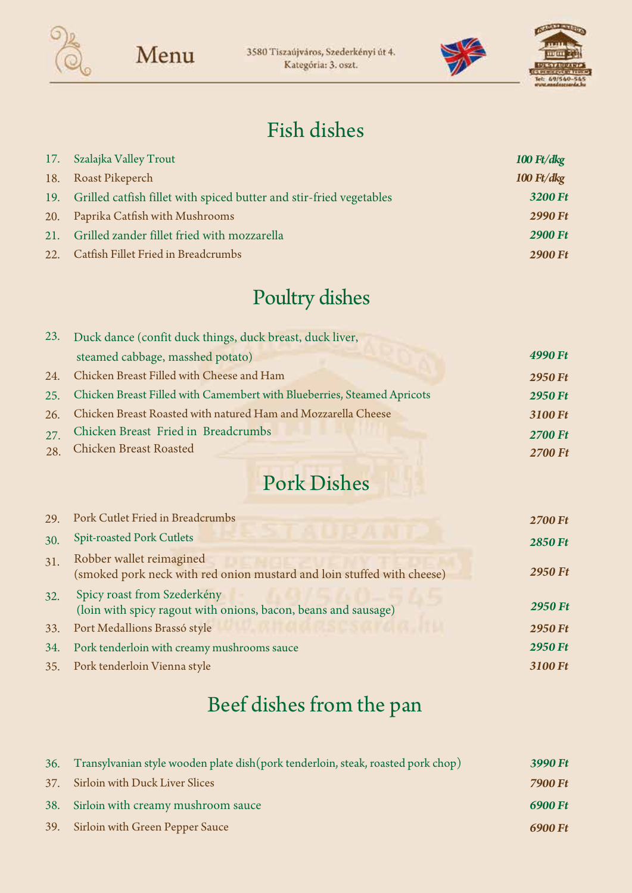Menu

3580 Tiszaújváros, Szederkényi út 4.
Kategória: 3. oszt.

# Fish dishes

| No. | Dish | Price |
|---|---|---|
| 17. | Szalajka Valley Trout | *100 Ft/dkg* |
| 18. | Roast Pikeperch | *100 Ft/dkg* |
| 19. | Grilled catfish fillet with spiced butter and stir-fried vegetables | *3200 Ft* |
| 20. | Paprika Catfish with Mushrooms | *2990 Ft* |
| 21. | Grilled zander fillet fried with mozzarella | *2900 Ft* |
| 22. | Catfish Fillet Fried in Breadcrumbs | *2900 Ft* |

# Poultry dishes

| No. | Dish | Price |
|---|---|---|
| 23. | Duck dance (confit duck things, duck breast, duck liver, steamed cabbage, masshed potato) | *4990 Ft* |
| 24. | Chicken Breast Filled with Cheese and Ham | *2950 Ft* |
| 25. | Chicken Breast Filled with Camembert with Blueberries, Steamed Apricots | *2950 Ft* |
| 26. | Chicken Breast Roasted with natured Ham and Mozzarella Cheese | *3100 Ft* |
| 27. | Chicken Breast Fried in Breadcrumbs | *2700 Ft* |
| 28. | Chicken Breast Roasted | *2700 Ft* |

# Pork Dishes

| No. | Dish | Price |
|---|---|---|
| 29. | Pork Cutlet Fried in Breadcrumbs | *2700 Ft* |
| 30. | Spit-roasted Pork Cutlets | *2850 Ft* |
| 31. | Robber wallet reimagined (smoked pork neck with red onion mustard and loin stuffed with cheese) | *2950 Ft* |
| 32. | Spicy roast from Szederkény (loin with spicy ragout with onions, bacon, beans and sausage) | *2950 Ft* |
| 33. | Port Medallions Brassó style | *2950 Ft* |
| 34. | Pork tenderloin with creamy mushrooms sauce | *2950 Ft* |
| 35. | Pork tenderloin Vienna style | *3100 Ft* |

# Beef dishes from the pan

| No. | Dish | Price |
|---|---|---|
| 36. | Transylvanian style wooden plate dish(pork tenderloin, steak, roasted pork chop) | *3990 Ft* |
| 37. | Sirloin with Duck Liver Slices | *7900 Ft* |
| 38. | Sirloin with creamy mushroom sauce | *6900 Ft* |
| 39. | Sirloin with Green Pepper Sauce | *6900 Ft* |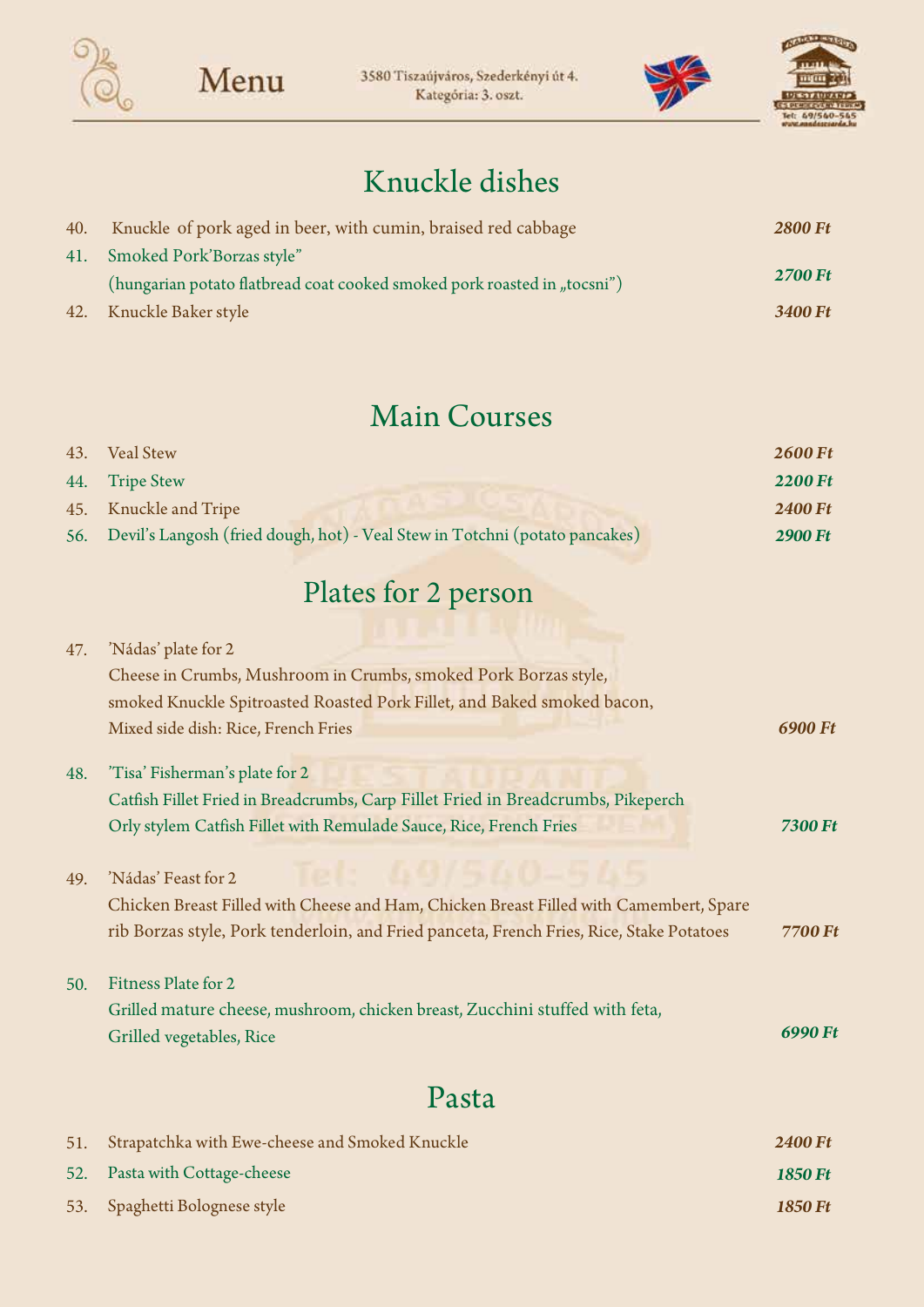# Menu

3580 Tiszaújváros, Szederkényi út 4.
Kategória: 3. oszt.

## Knuckle dishes

| | | |
|---|---|---|
| 40. | Knuckle of pork aged in beer, with cumin, braised red cabbage | *2800 Ft* |
| 41. | Smoked Pork'Borzas style" (hungarian potato flatbread coat cooked smoked pork roasted in „tocsni") | *2700 Ft* |
| 42. | Knuckle Baker style | *3400 Ft* |

## Main Courses

| | | |
|---|---|---|
| 43. | Veal Stew | *2600 Ft* |
| 44. | Tripe Stew | *2200 Ft* |
| 45. | Knuckle and Tripe | *2400 Ft* |
| 56. | Devil's Langosh (fried dough, hot) - Veal Stew in Totchni (potato pancakes) | *2900 Ft* |

## Plates for 2 person

47. 'Nádas' plate for 2
Cheese in Crumbs, Mushroom in Crumbs, smoked Pork Borzas style, smoked Knuckle Spitroasted Roasted Pork Fillet, and Baked smoked bacon, Mixed side dish: Rice, French Fries — *6900 Ft*

48. 'Tisa' Fisherman's plate for 2
Catfish Fillet Fried in Breadcrumbs, Carp Fillet Fried in Breadcrumbs, Pikeperch Orly stylem Catfish Fillet with Remulade Sauce, Rice, French Fries — *7300 Ft*

49. 'Nádas' Feast for 2
Chicken Breast Filled with Cheese and Ham, Chicken Breast Filled with Camembert, Spare rib Borzas style, Pork tenderloin, and Fried panceta, French Fries, Rice, Stake Potatoes — *7700 Ft*

50. Fitness Plate for 2
Grilled mature cheese, mushroom, chicken breast, Zucchini stuffed with feta, Grilled vegetables, Rice — *6990 Ft*

## Pasta

| | | |
|---|---|---|
| 51. | Strapatchka with Ewe-cheese and Smoked Knuckle | *2400 Ft* |
| 52. | Pasta with Cottage-cheese | *1850 Ft* |
| 53. | Spaghetti Bolognese style | *1850 Ft* |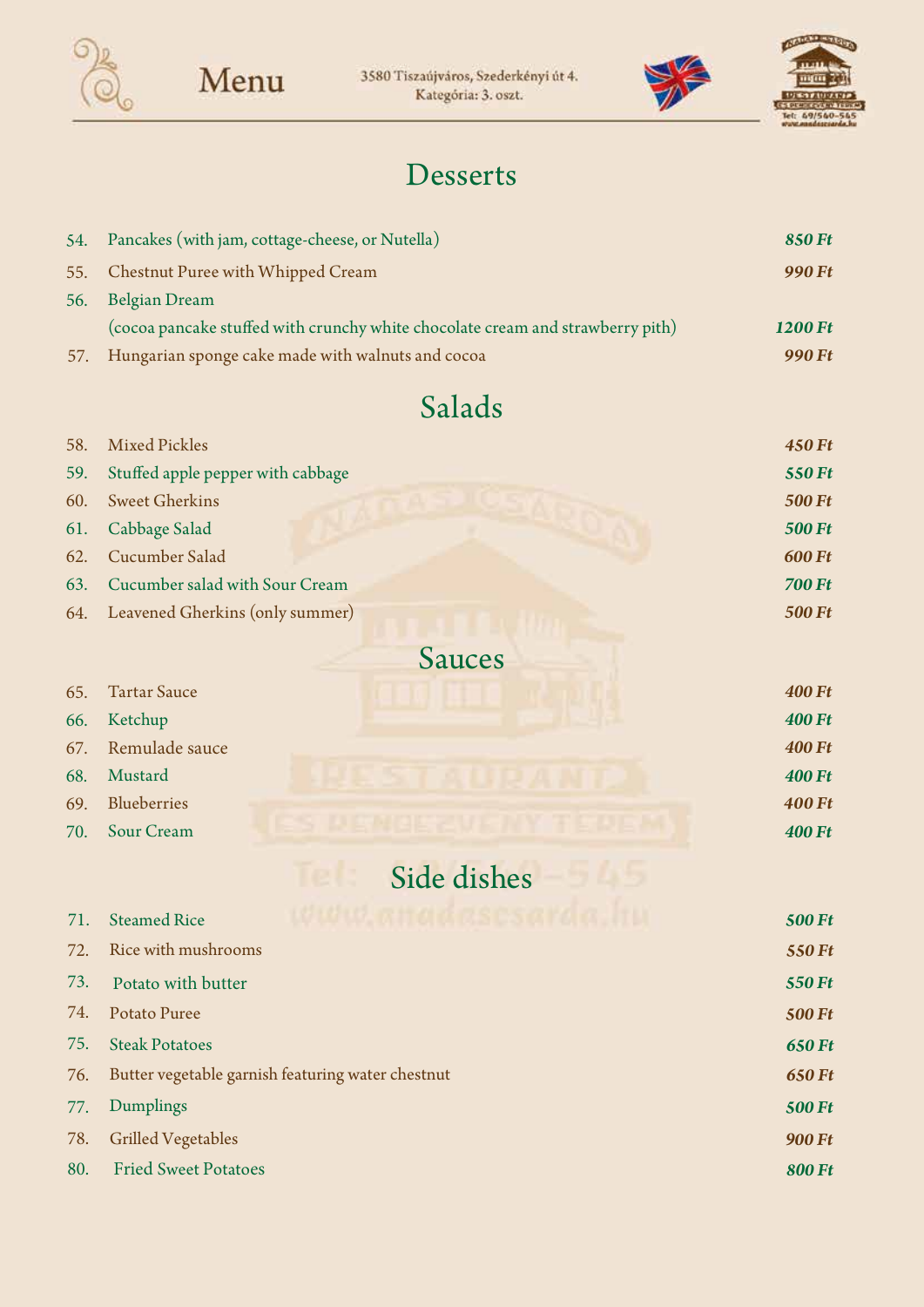# Menu

3580 Tiszaújváros, Szederkényi út 4.
Kategória: 3. oszt.

## Desserts

| | | |
|---|---|---|
| 54. | Pancakes (with jam, cottage-cheese, or Nutella) | *850 Ft* |
| 55. | Chestnut Puree with Whipped Cream | *990 Ft* |
| 56. | Belgian Dream (cocoa pancake stuffed with crunchy white chocolate cream and strawberry pith) | *1200 Ft* |
| 57. | Hungarian sponge cake made with walnuts and cocoa | *990 Ft* |

## Salads

| | | |
|---|---|---|
| 58. | Mixed Pickles | *450 Ft* |
| 59. | Stuffed apple pepper with cabbage | *550 Ft* |
| 60. | Sweet Gherkins | *500 Ft* |
| 61. | Cabbage Salad | *500 Ft* |
| 62. | Cucumber Salad | *600 Ft* |
| 63. | Cucumber salad with Sour Cream | *700 Ft* |
| 64. | Leavened Gherkins (only summer) | *500 Ft* |

## Sauces

| | | |
|---|---|---|
| 65. | Tartar Sauce | *400 Ft* |
| 66. | Ketchup | *400 Ft* |
| 67. | Remulade sauce | *400 Ft* |
| 68. | Mustard | *400 Ft* |
| 69. | Blueberries | *400 Ft* |
| 70. | Sour Cream | *400 Ft* |

## Side dishes

| | | |
|---|---|---|
| 71. | Steamed Rice | *500 Ft* |
| 72. | Rice with mushrooms | *550 Ft* |
| 73. | Potato with butter | *550 Ft* |
| 74. | Potato Puree | *500 Ft* |
| 75. | Steak Potatoes | *650 Ft* |
| 76. | Butter vegetable garnish featuring water chestnut | *650 Ft* |
| 77. | Dumplings | *500 Ft* |
| 78. | Grilled Vegetables | *900 Ft* |
| 80. | Fried Sweet Potatoes | *800 Ft* |